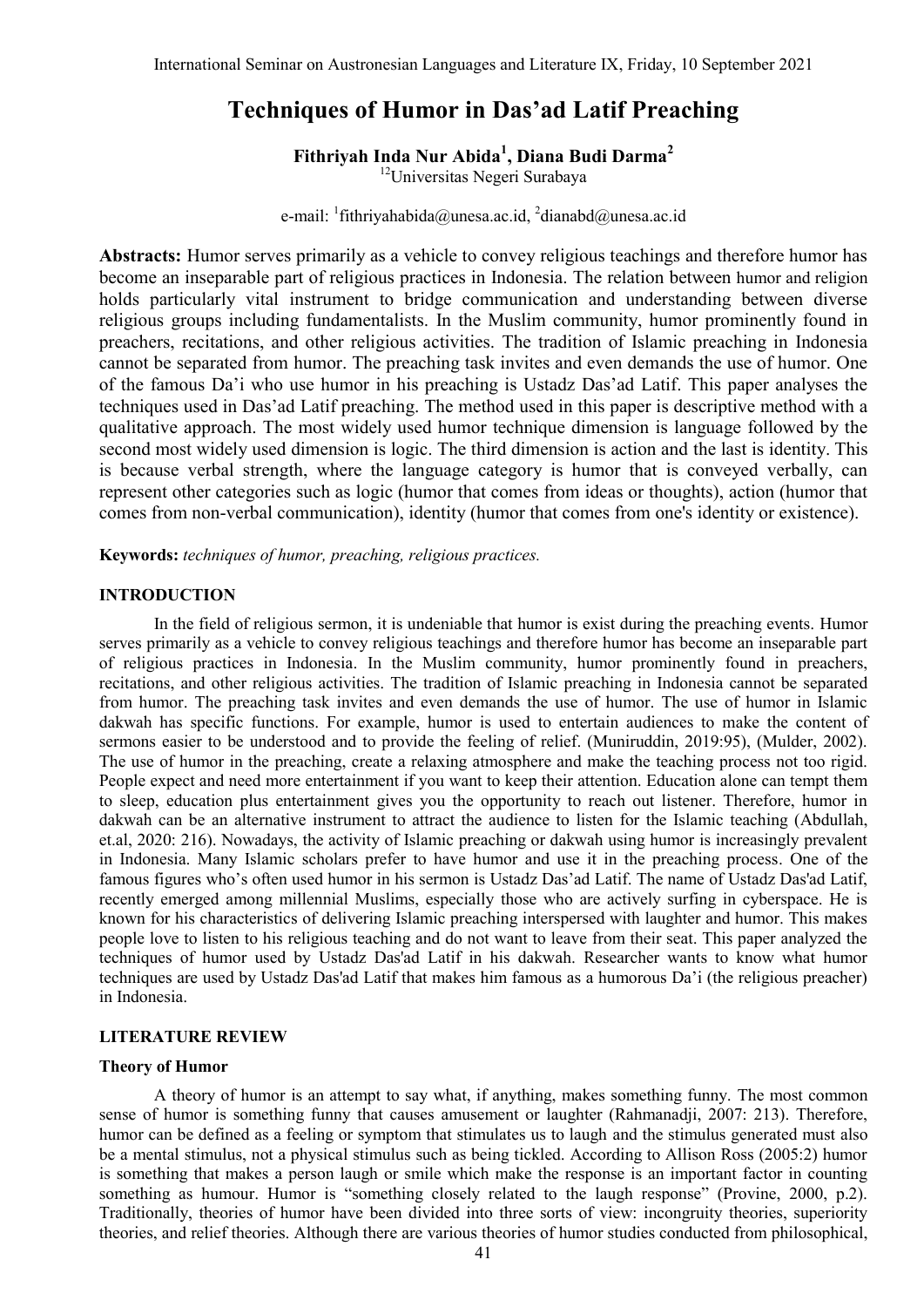# Techniques of Humor in Das'ad Latif Preaching

**Fithriyah Inda Nur Abida[1], Diana Budi Darma[2]**

[12]Universitas Negeri Surabaya

e-mail: [1]fithriyahabida@unesa.ac.id, [2]dianabd@unesa.ac.id

**Abstracts:** Humor serves primarily as a vehicle to convey religious teachings and therefore humor has become an inseparable part of religious practices in Indonesia. The relation between humor and religion holds particularly vital instrument to bridge communication and understanding between diverse religious groups including fundamentalists. In the Muslim community, humor prominently found in preachers, recitations, and other religious activities. The tradition of Islamic preaching in Indonesia cannot be separated from humor. The preaching task invites and even demands the use of humor. One of the famous Da'i who use humor in his preaching is Ustadz Das'ad Latif. This paper analyses the techniques used in Das'ad Latif preaching. The method used in this paper is descriptive method with a qualitative approach. The most widely used humor technique dimension is language followed by the second most widely used dimension is logic. The third dimension is action and the last is identity. This is because verbal strength, where the language category is humor that is conveyed verbally, can represent other categories such as logic (humor that comes from ideas or thoughts), action (humor that comes from non-verbal communication), identity (humor that comes from one's identity or existence).

**Keywords:** *techniques of humor, preaching, religious practices.*

## INTRODUCTION

In the field of religious sermon, it is undeniable that humor is exist during the preaching events. Humor serves primarily as a vehicle to convey religious teachings and therefore humor has become an inseparable part of religious practices in Indonesia. In the Muslim community, humor prominently found in preachers, recitations, and other religious activities. The tradition of Islamic preaching in Indonesia cannot be separated from humor. The preaching task invites and even demands the use of humor. The use of humor in Islamic dakwah has specific functions. For example, humor is used to entertain audiences to make the content of sermons easier to be understood and to provide the feeling of relief. (Muniruddin, 2019:95), (Mulder, 2002). The use of humor in the preaching, create a relaxing atmosphere and make the teaching process not too rigid. People expect and need more entertainment if you want to keep their attention. Education alone can tempt them to sleep, education plus entertainment gives you the opportunity to reach out listener. Therefore, humor in dakwah can be an alternative instrument to attract the audience to listen for the Islamic teaching (Abdullah, et.al, 2020: 216). Nowadays, the activity of Islamic preaching or dakwah using humor is increasingly prevalent in Indonesia. Many Islamic scholars prefer to have humor and use it in the preaching process. One of the famous figures who's often used humor in his sermon is Ustadz Das'ad Latif. The name of Ustadz Das'ad Latif, recently emerged among millennial Muslims, especially those who are actively surfing in cyberspace. He is known for his characteristics of delivering Islamic preaching interspersed with laughter and humor. This makes people love to listen to his religious teaching and do not want to leave from their seat. This paper analyzed the techniques of humor used by Ustadz Das'ad Latif in his dakwah. Researcher wants to know what humor techniques are used by Ustadz Das'ad Latif that makes him famous as a humorous Da'i (the religious preacher) in Indonesia.

## LITERATURE REVIEW

### Theory of Humor

A theory of humor is an attempt to say what, if anything, makes something funny. The most common sense of humor is something funny that causes amusement or laughter (Rahmanadji, 2007: 213). Therefore, humor can be defined as a feeling or symptom that stimulates us to laugh and the stimulus generated must also be a mental stimulus, not a physical stimulus such as being tickled. According to Allison Ross (2005:2) humor is something that makes a person laugh or smile which make the response is an important factor in counting something as humour. Humor is "something closely related to the laugh response" (Provine, 2000, p.2). Traditionally, theories of humor have been divided into three sorts of view: incongruity theories, superiority theories, and relief theories. Although there are various theories of humor studies conducted from philosophical,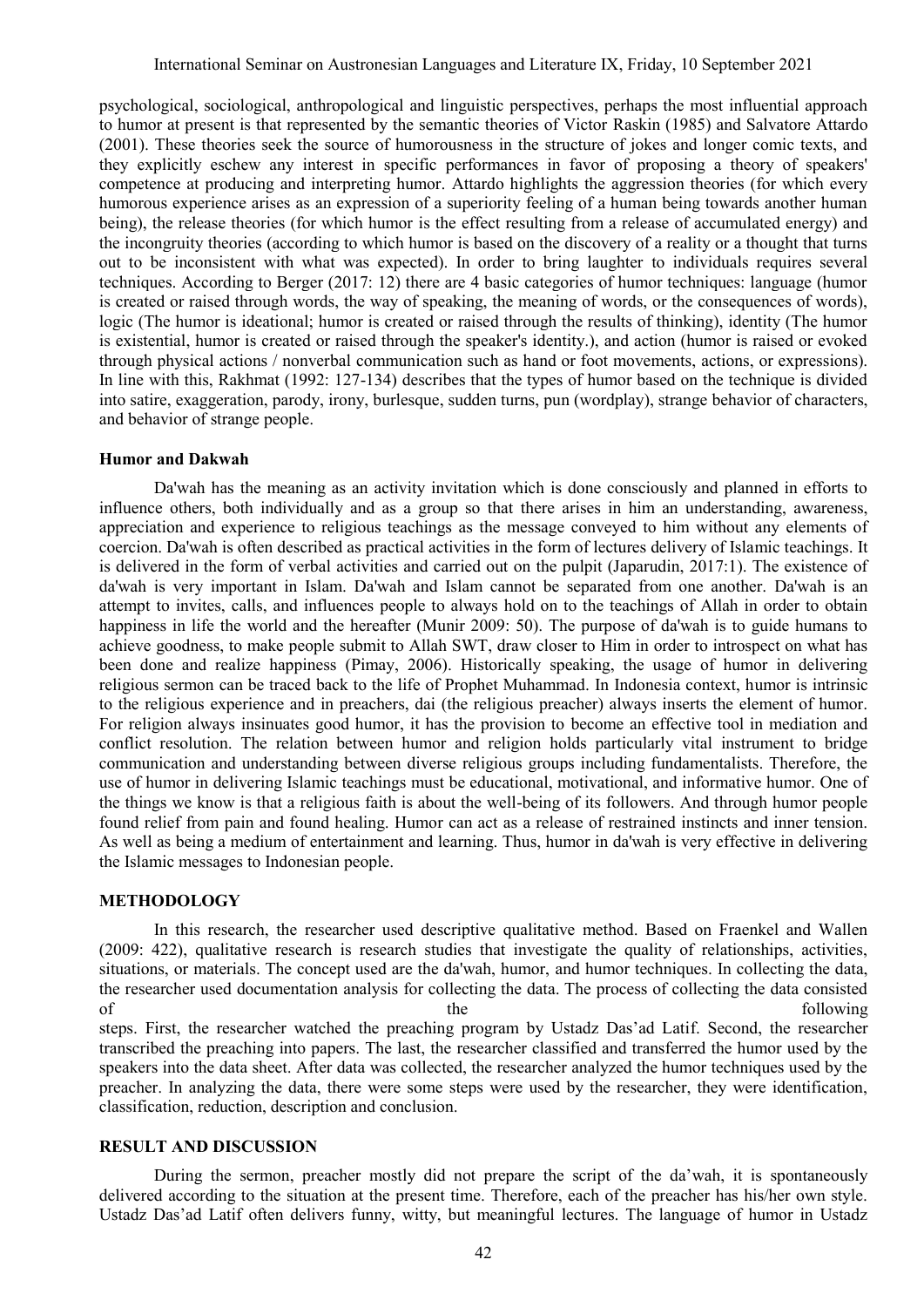psychological, sociological, anthropological and linguistic perspectives, perhaps the most influential approach to humor at present is that represented by the semantic theories of Victor Raskin (1985) and Salvatore Attardo (2001). These theories seek the source of humorousness in the structure of jokes and longer comic texts, and they explicitly eschew any interest in specific performances in favor of proposing a theory of speakers' competence at producing and interpreting humor. Attardo highlights the aggression theories (for which every humorous experience arises as an expression of a superiority feeling of a human being towards another human being), the release theories (for which humor is the effect resulting from a release of accumulated energy) and the incongruity theories (according to which humor is based on the discovery of a reality or a thought that turns out to be inconsistent with what was expected). In order to bring laughter to individuals requires several techniques. According to Berger (2017: 12) there are 4 basic categories of humor techniques: language (humor is created or raised through words, the way of speaking, the meaning of words, or the consequences of words), logic (The humor is ideational; humor is created or raised through the results of thinking), identity (The humor is existential, humor is created or raised through the speaker's identity.), and action (humor is raised or evoked through physical actions / nonverbal communication such as hand or foot movements, actions, or expressions). In line with this, Rakhmat (1992: 127-134) describes that the types of humor based on the technique is divided into satire, exaggeration, parody, irony, burlesque, sudden turns, pun (wordplay), strange behavior of characters, and behavior of strange people.

### Humor and Dakwah

Da'wah has the meaning as an activity invitation which is done consciously and planned in efforts to influence others, both individually and as a group so that there arises in him an understanding, awareness, appreciation and experience to religious teachings as the message conveyed to him without any elements of coercion. Da'wah is often described as practical activities in the form of lectures delivery of Islamic teachings. It is delivered in the form of verbal activities and carried out on the pulpit (Japarudin, 2017:1). The existence of da'wah is very important in Islam. Da'wah and Islam cannot be separated from one another. Da'wah is an attempt to invites, calls, and influences people to always hold on to the teachings of Allah in order to obtain happiness in life the world and the hereafter (Munir 2009: 50). The purpose of da'wah is to guide humans to achieve goodness, to make people submit to Allah SWT, draw closer to Him in order to introspect on what has been done and realize happiness (Pimay, 2006). Historically speaking, the usage of humor in delivering religious sermon can be traced back to the life of Prophet Muhammad. In Indonesia context, humor is intrinsic to the religious experience and in preachers, dai (the religious preacher) always inserts the element of humor. For religion always insinuates good humor, it has the provision to become an effective tool in mediation and conflict resolution. The relation between humor and religion holds particularly vital instrument to bridge communication and understanding between diverse religious groups including fundamentalists. Therefore, the use of humor in delivering Islamic teachings must be educational, motivational, and informative humor. One of the things we know is that a religious faith is about the well-being of its followers. And through humor people found relief from pain and found healing. Humor can act as a release of restrained instincts and inner tension. As well as being a medium of entertainment and learning. Thus, humor in da'wah is very effective in delivering the Islamic messages to Indonesian people.

## METHODOLOGY

In this research, the researcher used descriptive qualitative method. Based on Fraenkel and Wallen (2009: 422), qualitative research is research studies that investigate the quality of relationships, activities, situations, or materials. The concept used are the da'wah, humor, and humor techniques. In collecting the data, the researcher used documentation analysis for collecting the data. The process of collecting the data consisted of the following steps. First, the researcher watched the preaching program by Ustadz Das'ad Latif. Second, the researcher transcribed the preaching into papers. The last, the researcher classified and transferred the humor used by the speakers into the data sheet. After data was collected, the researcher analyzed the humor techniques used by the preacher. In analyzing the data, there were some steps were used by the researcher, they were identification, classification, reduction, description and conclusion.

## RESULT AND DISCUSSION

During the sermon, preacher mostly did not prepare the script of the da'wah, it is spontaneously delivered according to the situation at the present time. Therefore, each of the preacher has his/her own style. Ustadz Das'ad Latif often delivers funny, witty, but meaningful lectures. The language of humor in Ustadz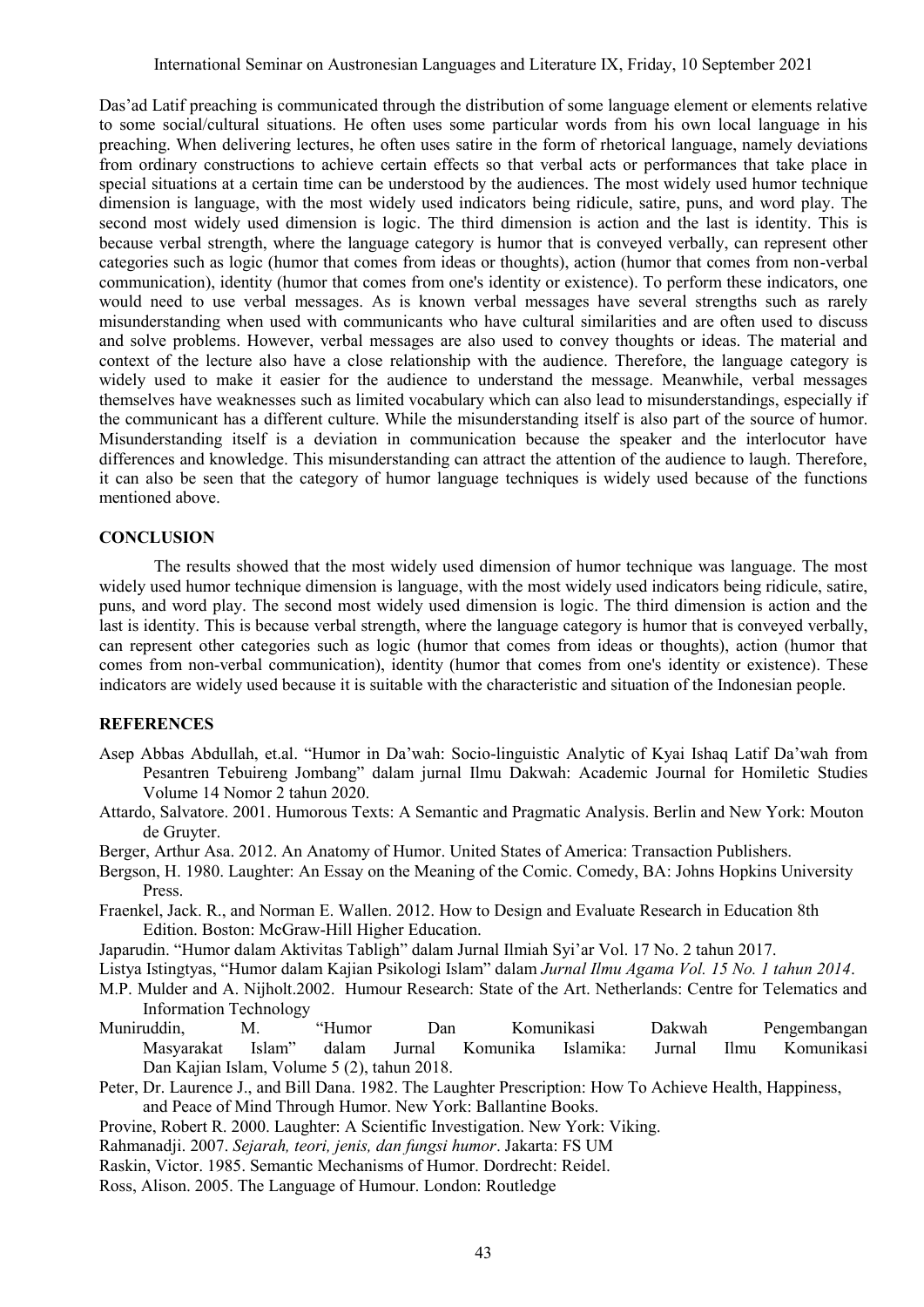Das'ad Latif preaching is communicated through the distribution of some language element or elements relative to some social/cultural situations. He often uses some particular words from his own local language in his preaching. When delivering lectures, he often uses satire in the form of rhetorical language, namely deviations from ordinary constructions to achieve certain effects so that verbal acts or performances that take place in special situations at a certain time can be understood by the audiences. The most widely used humor technique dimension is language, with the most widely used indicators being ridicule, satire, puns, and word play. The second most widely used dimension is logic. The third dimension is action and the last is identity. This is because verbal strength, where the language category is humor that is conveyed verbally, can represent other categories such as logic (humor that comes from ideas or thoughts), action (humor that comes from non-verbal communication), identity (humor that comes from one's identity or existence). To perform these indicators, one would need to use verbal messages. As is known verbal messages have several strengths such as rarely misunderstanding when used with communicants who have cultural similarities and are often used to discuss and solve problems. However, verbal messages are also used to convey thoughts or ideas. The material and context of the lecture also have a close relationship with the audience. Therefore, the language category is widely used to make it easier for the audience to understand the message. Meanwhile, verbal messages themselves have weaknesses such as limited vocabulary which can also lead to misunderstandings, especially if the communicant has a different culture. While the misunderstanding itself is also part of the source of humor. Misunderstanding itself is a deviation in communication because the speaker and the interlocutor have differences and knowledge. This misunderstanding can attract the attention of the audience to laugh. Therefore, it can also be seen that the category of humor language techniques is widely used because of the functions mentioned above.

## CONCLUSION

The results showed that the most widely used dimension of humor technique was language. The most widely used humor technique dimension is language, with the most widely used indicators being ridicule, satire, puns, and word play. The second most widely used dimension is logic. The third dimension is action and the last is identity. This is because verbal strength, where the language category is humor that is conveyed verbally, can represent other categories such as logic (humor that comes from ideas or thoughts), action (humor that comes from non-verbal communication), identity (humor that comes from one's identity or existence). These indicators are widely used because it is suitable with the characteristic and situation of the Indonesian people.

## REFERENCES

Asep Abbas Abdullah, et.al. "Humor in Da'wah: Socio-linguistic Analytic of Kyai Ishaq Latif Da'wah from Pesantren Tebuireng Jombang" dalam jurnal Ilmu Dakwah: Academic Journal for Homiletic Studies Volume 14 Nomor 2 tahun 2020.

Attardo, Salvatore. 2001. Humorous Texts: A Semantic and Pragmatic Analysis. Berlin and New York: Mouton de Gruyter.

Berger, Arthur Asa. 2012. An Anatomy of Humor. United States of America: Transaction Publishers.

Bergson, H. 1980. Laughter: An Essay on the Meaning of the Comic. Comedy, BA: Johns Hopkins University Press.

Fraenkel, Jack. R., and Norman E. Wallen. 2012. How to Design and Evaluate Research in Education 8th Edition. Boston: McGraw-Hill Higher Education.

Japarudin. "Humor dalam Aktivitas Tabligh" dalam Jurnal Ilmiah Syi'ar Vol. 17 No. 2 tahun 2017.

Listya Istingtyas, "Humor dalam Kajian Psikologi Islam" dalam *Jurnal Ilmu Agama Vol. 15 No. 1 tahun 2014*.

M.P. Mulder and A. Nijholt.2002. Humour Research: State of the Art. Netherlands: Centre for Telematics and Information Technology

Muniruddin, M. "Humor Dan Komunikasi Dakwah Pengembangan Masyarakat Islam" dalam Jurnal Komunika Islamika: Jurnal Ilmu Komunikasi Dan Kajian Islam, Volume 5 (2), tahun 2018.

Peter, Dr. Laurence J., and Bill Dana. 1982. The Laughter Prescription: How To Achieve Health, Happiness, and Peace of Mind Through Humor. New York: Ballantine Books.

Provine, Robert R. 2000. Laughter: A Scientific Investigation. New York: Viking.

Rahmanadji. 2007. *Sejarah, teori, jenis, dan fungsi humor*. Jakarta: FS UM

Raskin, Victor. 1985. Semantic Mechanisms of Humor. Dordrecht: Reidel.

Ross, Alison. 2005. The Language of Humour. London: Routledge